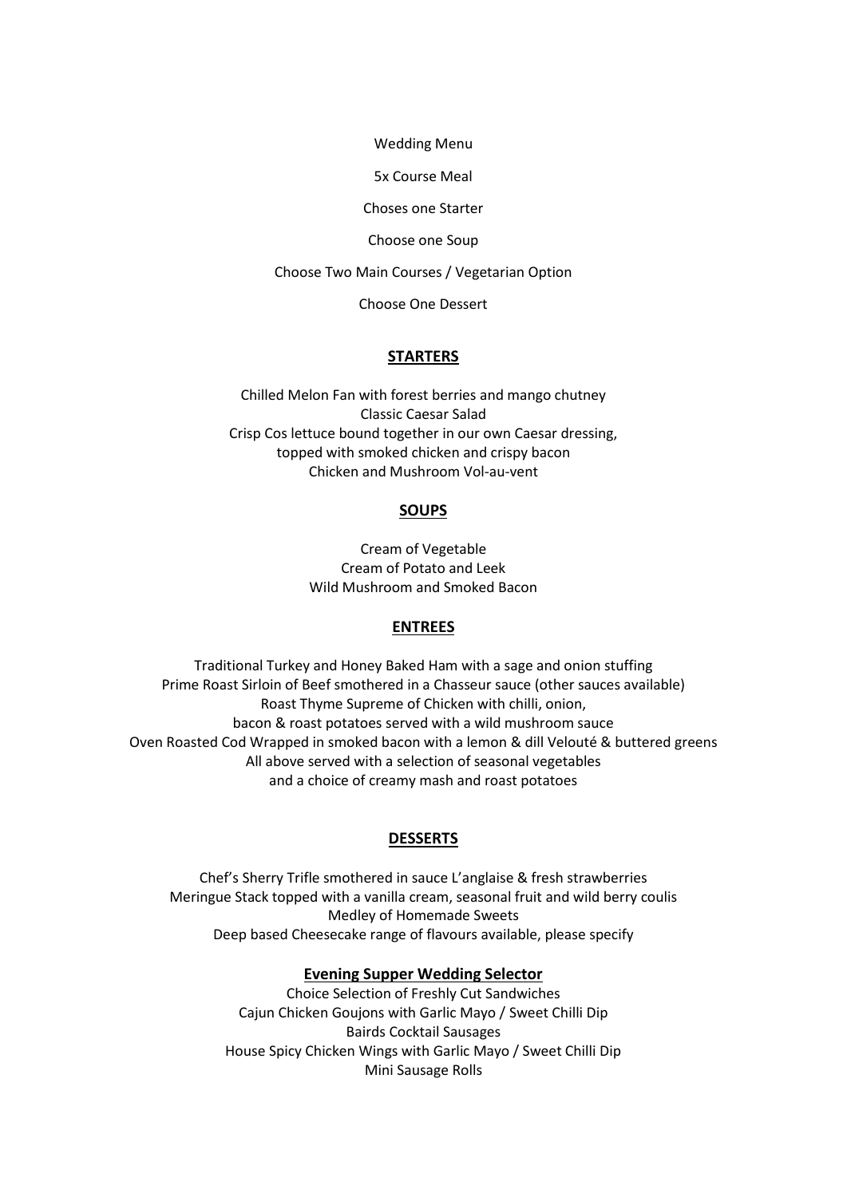Wedding Menu

5x Course Meal

Choses one Starter

Choose one Soup

Choose Two Main Courses / Vegetarian Option

Choose One Dessert

## **STARTERS**

Chilled Melon Fan with forest berries and mango chutney
Classic Caesar Salad
Crisp Cos lettuce bound together in our own Caesar dressing,
topped with smoked chicken and crispy bacon
Chicken and Mushroom Vol-au-vent

## **SOUPS**

Cream of Vegetable
Cream of Potato and Leek
Wild Mushroom and Smoked Bacon

## **ENTREES**

Traditional Turkey and Honey Baked Ham with a sage and onion stuffing
Prime Roast Sirloin of Beef smothered in a Chasseur sauce (other sauces available)
Roast Thyme Supreme of Chicken with chilli, onion,
bacon & roast potatoes served with a wild mushroom sauce
Oven Roasted Cod Wrapped in smoked bacon with a lemon & dill Velouté & buttered greens
All above served with a selection of seasonal vegetables
and a choice of creamy mash and roast potatoes

## **DESSERTS**

Chef's Sherry Trifle smothered in sauce L'anglaise & fresh strawberries
Meringue Stack topped with a vanilla cream, seasonal fruit and wild berry coulis
Medley of Homemade Sweets
Deep based Cheesecake range of flavours available, please specify

## **Evening Supper Wedding Selector**

Choice Selection of Freshly Cut Sandwiches
Cajun Chicken Goujons with Garlic Mayo / Sweet Chilli Dip
Bairds Cocktail Sausages
House Spicy Chicken Wings with Garlic Mayo / Sweet Chilli Dip
Mini Sausage Rolls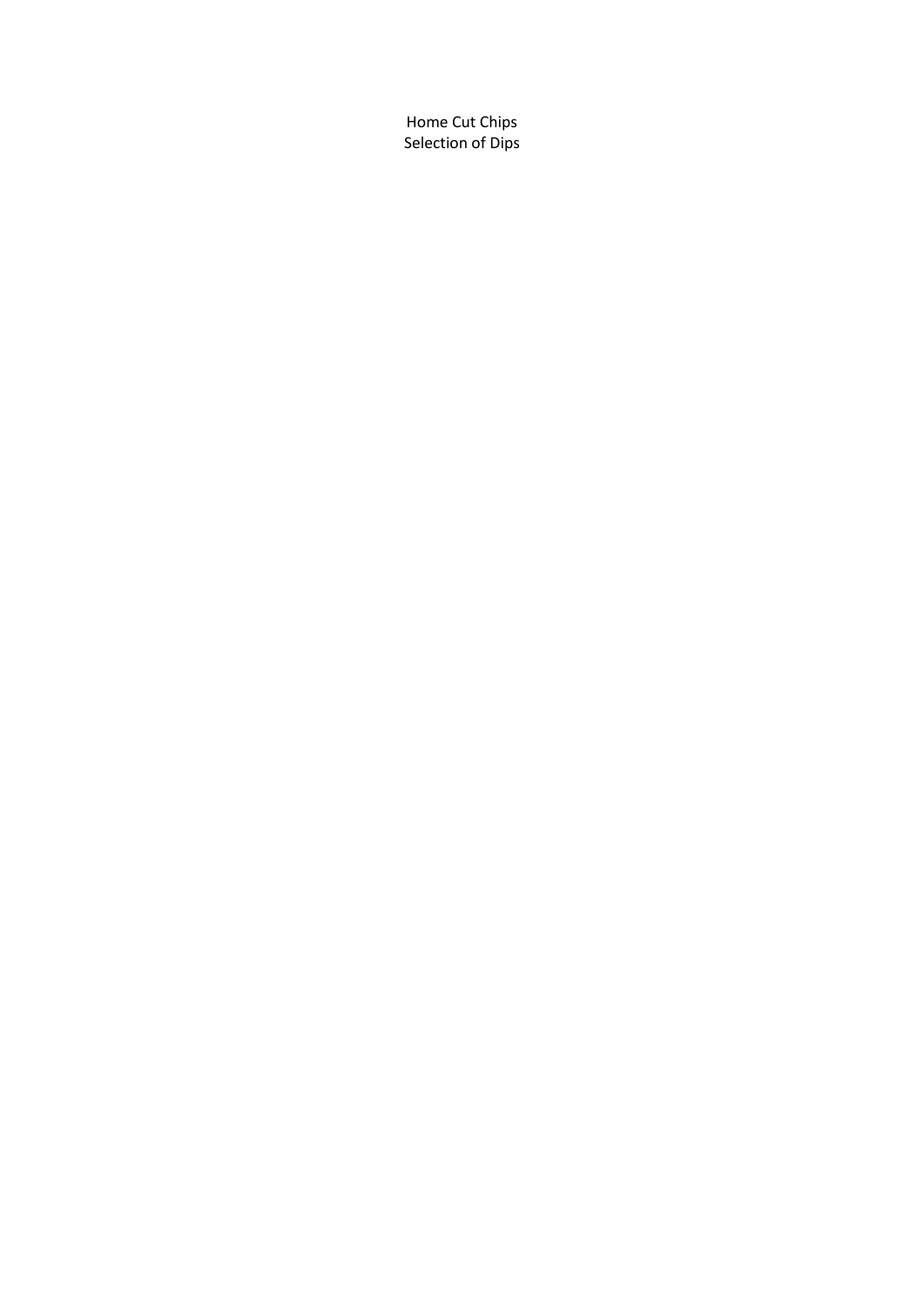Home Cut Chips
Selection of Dips